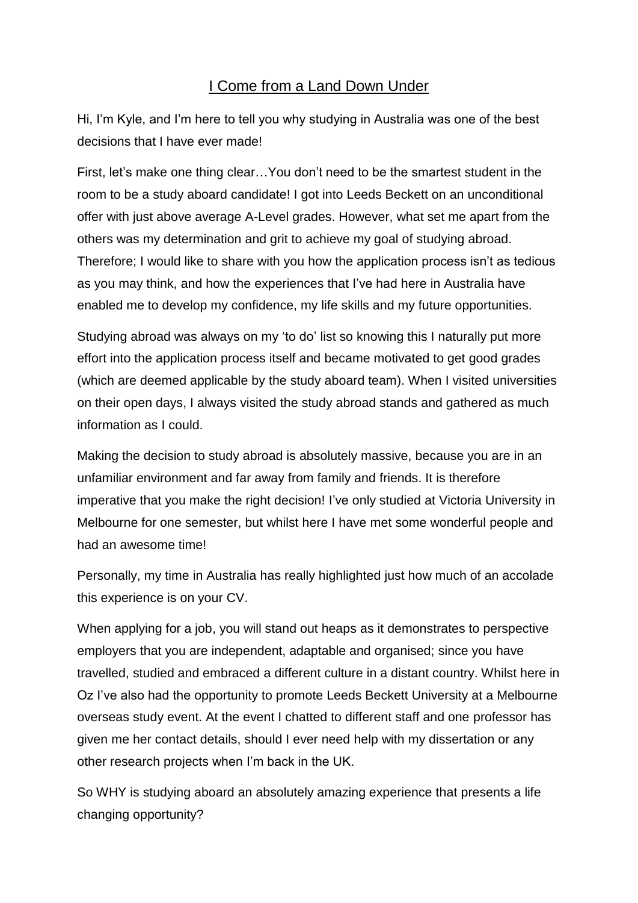# I Come from a Land Down Under

Hi, I'm Kyle, and I'm here to tell you why studying in Australia was one of the best decisions that I have ever made!

First, let's make one thing clear…You don't need to be the smartest student in the room to be a study aboard candidate! I got into Leeds Beckett on an unconditional offer with just above average A-Level grades. However, what set me apart from the others was my determination and grit to achieve my goal of studying abroad. Therefore; I would like to share with you how the application process isn't as tedious as you may think, and how the experiences that I've had here in Australia have enabled me to develop my confidence, my life skills and my future opportunities.

Studying abroad was always on my 'to do' list so knowing this I naturally put more effort into the application process itself and became motivated to get good grades (which are deemed applicable by the study aboard team). When I visited universities on their open days, I always visited the study abroad stands and gathered as much information as I could.

Making the decision to study abroad is absolutely massive, because you are in an unfamiliar environment and far away from family and friends. It is therefore imperative that you make the right decision! I've only studied at Victoria University in Melbourne for one semester, but whilst here I have met some wonderful people and had an awesome time!

Personally, my time in Australia has really highlighted just how much of an accolade this experience is on your CV.

When applying for a job, you will stand out heaps as it demonstrates to perspective employers that you are independent, adaptable and organised; since you have travelled, studied and embraced a different culture in a distant country. Whilst here in Oz I've also had the opportunity to promote Leeds Beckett University at a Melbourne overseas study event. At the event I chatted to different staff and one professor has given me her contact details, should I ever need help with my dissertation or any other research projects when I'm back in the UK.

So WHY is studying aboard an absolutely amazing experience that presents a life changing opportunity?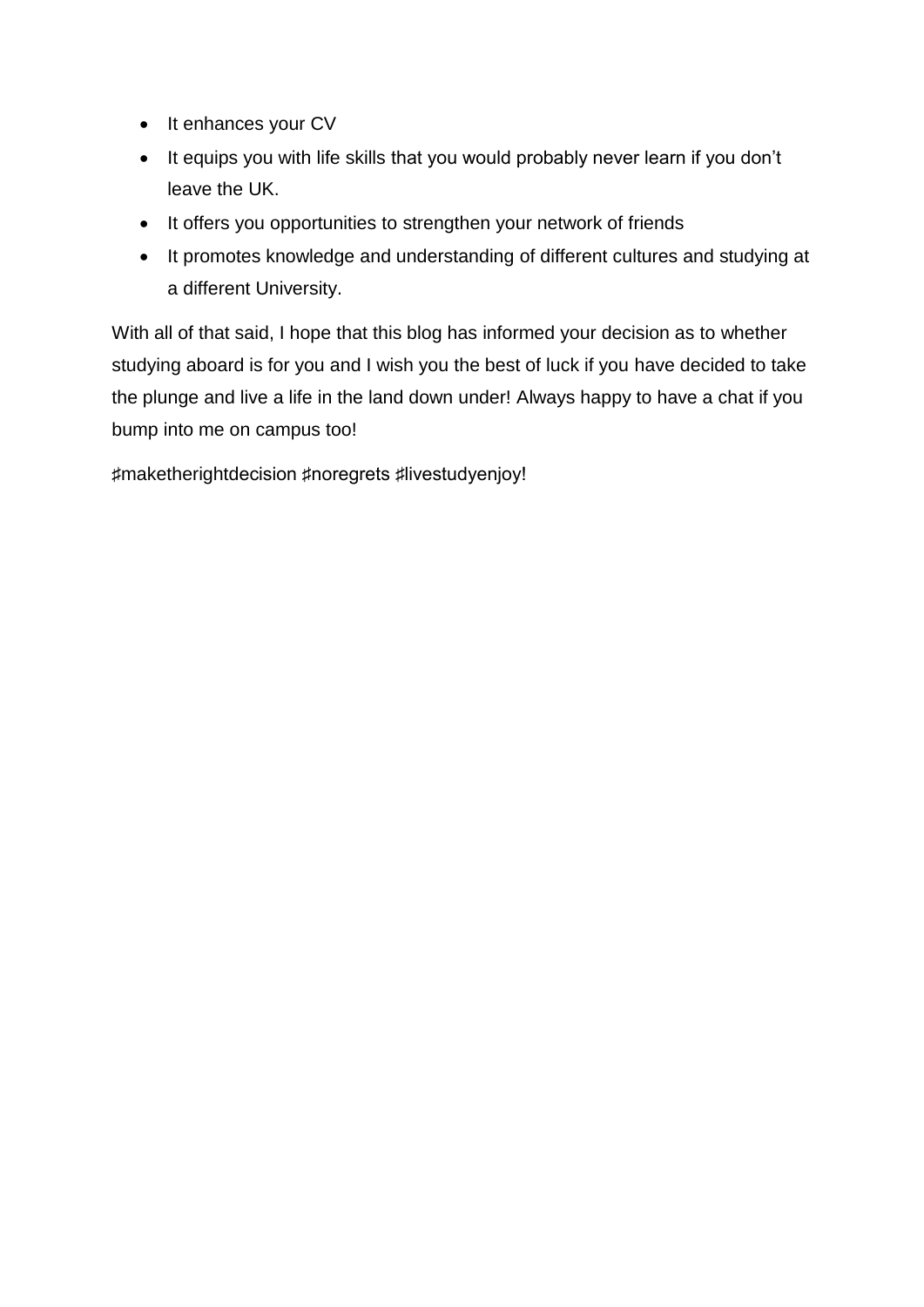- It enhances your CV
- It equips you with life skills that you would probably never learn if you don't leave the UK.
- It offers you opportunities to strengthen your network of friends
- It promotes knowledge and understanding of different cultures and studying at a different University.

With all of that said, I hope that this blog has informed your decision as to whether studying aboard is for you and I wish you the best of luck if you have decided to take the plunge and live a life in the land down under! Always happy to have a chat if you bump into me on campus too!

♯maketherightdecision ♯noregrets ♯livestudyenjoy!